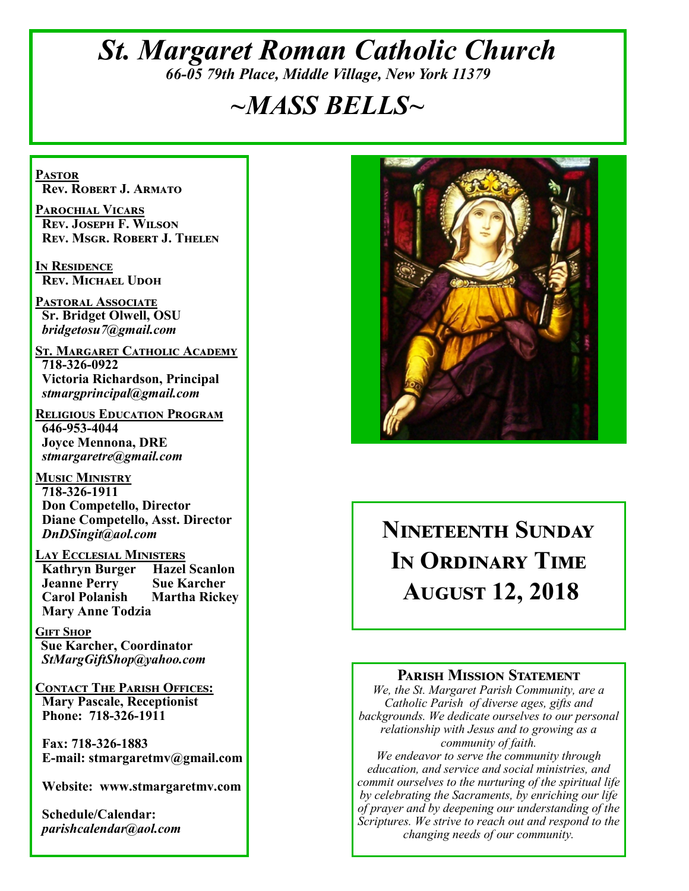# *St. Margaret Roman Catholic Church*

*66-05 79th Place, Middle Village, New York 11379*

# *~MASS BELLS~*

**Pastor**
**Rev. Robert J. Armato**

**Parochial Vicars**
**Rev. Joseph F. Wilson**
**Rev. Msgr. Robert J. Thelen**

**In Residence**
**Rev. Michael Udoh**

**Pastoral Associate**
**Sr. Bridget Olwell, OSU**
***bridgetosu7@gmail.com***

**St. Margaret Catholic Academy**
**718-326-0922**
**Victoria Richardson, Principal**
***stmargprincipal@gmail.com***

**Religious Education Program**
**646-953-4044**
**Joyce Mennona, DRE**
***stmargaretre@gmail.com***

**Music Ministry**
**718-326-1911**
**Don Competello, Director**
**Diane Competello, Asst. Director**
***DnDSingit@aol.com***

**Lay Ecclesial Ministers**
**Kathryn Burger** **Hazel Scanlon**
**Jeanne Perry** **Sue Karcher**
**Carol Polanish** **Martha Rickey**
**Mary Anne Todzia**

**Gift Shop**
**Sue Karcher, Coordinator**
***StMargGiftShop@yahoo.com***

**Contact The Parish Offices:**
**Mary Pascale, Receptionist**
**Phone: 718-326-1911**

**Fax: 718-326-1883**
**E-mail: stmargaretmv@gmail.com**

**Website: www.stmargaretmv.com**

**Schedule/Calendar:**
***parishcalendar@aol.com***

## Nineteenth Sunday In Ordinary Time August 12, 2018

### Parish Mission Statement

*We, the St. Margaret Parish Community, are a Catholic Parish of diverse ages, gifts and backgrounds. We dedicate ourselves to our personal relationship with Jesus and to growing as a community of faith.*
*We endeavor to serve the community through education, and service and social ministries, and commit ourselves to the nurturing of the spiritual life by celebrating the Sacraments, by enriching our life of prayer and by deepening our understanding of the Scriptures. We strive to reach out and respond to the changing needs of our community.*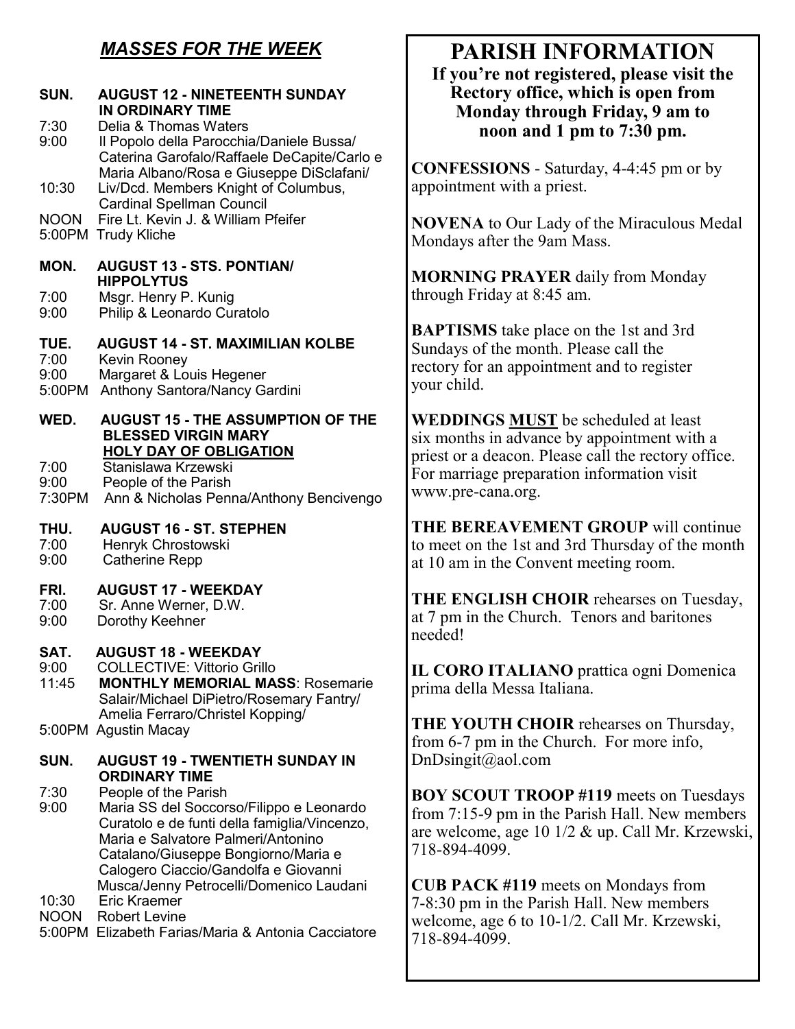## *MASSES FOR THE WEEK*

**SUN. AUGUST 12 - NINETEENTH SUNDAY IN ORDINARY TIME**

7:30 Delia & Thomas Waters
9:00 Il Popolo della Parocchia/Daniele Bussa/ Caterina Garofalo/Raffaele DeCapite/Carlo e Maria Albano/Rosa e Giuseppe DiSclafani/
10:30 Liv/Dcd. Members Knight of Columbus, Cardinal Spellman Council
NOON Fire Lt. Kevin J. & William Pfeifer
5:00PM Trudy Kliche

**MON. AUGUST 13 - STS. PONTIAN/ HIPPOLYTUS**

7:00 Msgr. Henry P. Kunig
9:00 Philip & Leonardo Curatolo

**TUE. AUGUST 14 - ST. MAXIMILIAN KOLBE**

7:00 Kevin Rooney
9:00 Margaret & Louis Hegener
5:00PM Anthony Santora/Nancy Gardini

**WED. AUGUST 15 - THE ASSUMPTION OF THE BLESSED VIRGIN MARY**
**HOLY DAY OF OBLIGATION**

7:00 Stanislawa Krzewski
9:00 People of the Parish
7:30PM Ann & Nicholas Penna/Anthony Bencivengo

**THU. AUGUST 16 - ST. STEPHEN**

7:00 Henryk Chrostowski
9:00 Catherine Repp

**FRI. AUGUST 17 - WEEKDAY**

7:00 Sr. Anne Werner, D.W.
9:00 Dorothy Keehner

**SAT. AUGUST 18 - WEEKDAY**

9:00 COLLECTIVE: Vittorio Grillo
11:45 **MONTHLY MEMORIAL MASS**: Rosemarie Salair/Michael DiPietro/Rosemary Fantry/ Amelia Ferraro/Christel Kopping/
5:00PM Agustin Macay

**SUN. AUGUST 19 - TWENTIETH SUNDAY IN ORDINARY TIME**

7:30 People of the Parish
9:00 Maria SS del Soccorso/Filippo e Leonardo Curatolo e de funti della famiglia/Vincenzo, Maria e Salvatore Palmeri/Antonino Catalano/Giuseppe Bongiorno/Maria e Calogero Ciaccio/Gandolfa e Giovanni Musca/Jenny Petrocelli/Domenico Laudani
10:30 Eric Kraemer
NOON Robert Levine
5:00PM Elizabeth Farias/Maria & Antonia Cacciatore

# PARISH INFORMATION

**If you're not registered, please visit the Rectory office, which is open from Monday through Friday, 9 am to noon and 1 pm to 7:30 pm.**

**CONFESSIONS** - Saturday, 4-4:45 pm or by appointment with a priest.

**NOVENA** to Our Lady of the Miraculous Medal Mondays after the 9am Mass.

**MORNING PRAYER** daily from Monday through Friday at 8:45 am.

**BAPTISMS** take place on the 1st and 3rd Sundays of the month. Please call the rectory for an appointment and to register your child.

**WEDDINGS <u>MUST</u>** be scheduled at least six months in advance by appointment with a priest or a deacon. Please call the rectory office. For marriage preparation information visit www.pre-cana.org.

**THE BEREAVEMENT GROUP** will continue to meet on the 1st and 3rd Thursday of the month at 10 am in the Convent meeting room.

**THE ENGLISH CHOIR** rehearses on Tuesday, at 7 pm in the Church. Tenors and baritones needed!

**IL CORO ITALIANO** prattica ogni Domenica prima della Messa Italiana.

**THE YOUTH CHOIR** rehearses on Thursday, from 6-7 pm in the Church. For more info, DnDsingit@aol.com

**BOY SCOUT TROOP #119** meets on Tuesdays from 7:15-9 pm in the Parish Hall. New members are welcome, age 10 1/2 & up. Call Mr. Krzewski, 718-894-4099.

**CUB PACK #119** meets on Mondays from 7-8:30 pm in the Parish Hall. New members welcome, age 6 to 10-1/2. Call Mr. Krzewski, 718-894-4099.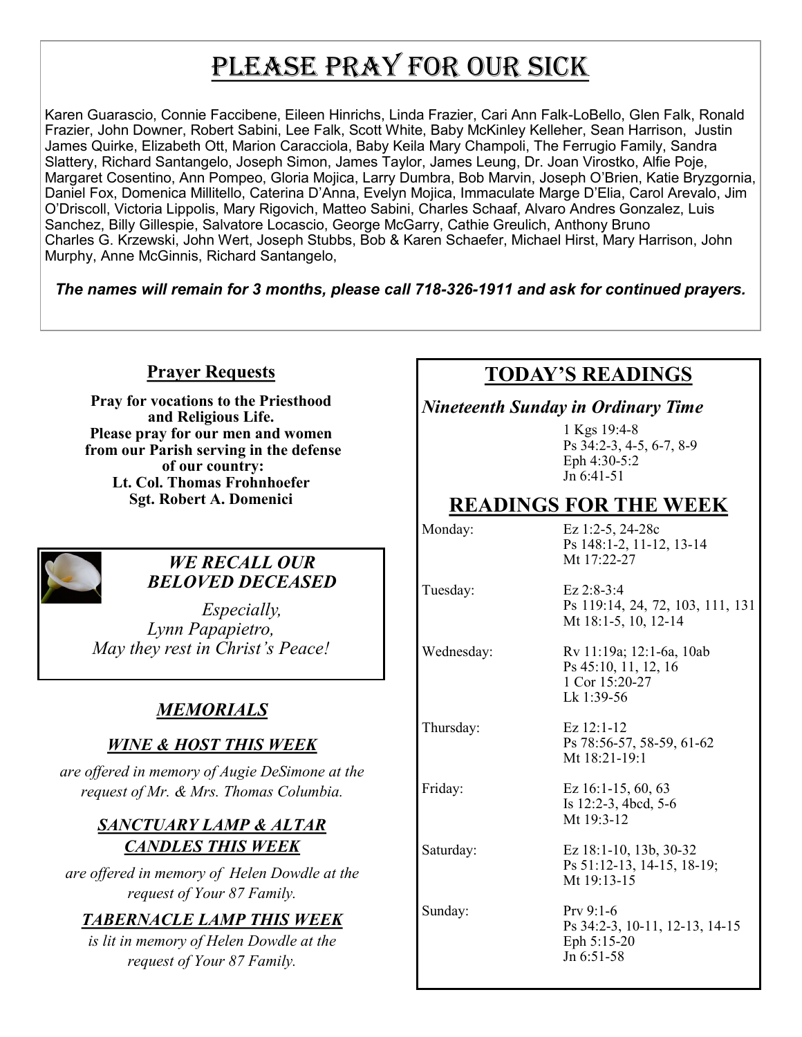# Please Pray for Our Sick

Karen Guarascio, Connie Faccibene, Eileen Hinrichs, Linda Frazier, Cari Ann Falk-LoBello, Glen Falk, Ronald Frazier, John Downer, Robert Sabini, Lee Falk, Scott White, Baby McKinley Kelleher, Sean Harrison, Justin James Quirke, Elizabeth Ott, Marion Caracciola, Baby Keila Mary Champoli, The Ferrugio Family, Sandra Slattery, Richard Santangelo, Joseph Simon, James Taylor, James Leung, Dr. Joan Virostko, Alfie Poje, Margaret Cosentino, Ann Pompeo, Gloria Mojica, Larry Dumbra, Bob Marvin, Joseph O'Brien, Katie Bryzgornia, Daniel Fox, Domenica Millitello, Caterina D'Anna, Evelyn Mojica, Immaculate Marge D'Elia, Carol Arevalo, Jim O'Driscoll, Victoria Lippolis, Mary Rigovich, Matteo Sabini, Charles Schaaf, Alvaro Andres Gonzalez, Luis Sanchez, Billy Gillespie, Salvatore Locascio, George McGarry, Cathie Greulich, Anthony Bruno Charles G. Krzewski, John Wert, Joseph Stubbs, Bob & Karen Schaefer, Michael Hirst, Mary Harrison, John Murphy, Anne McGinnis, Richard Santangelo,

***The names will remain for 3 months, please call 718-326-1911 and ask for continued prayers.***

## Prayer Requests

**Pray for vocations to the Priesthood and Religious Life.**
**Please pray for our men and women from our Parish serving in the defense of our country:**
**Lt. Col. Thomas Frohnhoefer**
**Sgt. Robert A. Domenici**

### *WE RECALL OUR BELOVED DECEASED*

*Especially,*
*Lynn Papapietro,*
*May they rest in Christ's Peace!*

## *MEMORIALS*

### *WINE & HOST THIS WEEK*

*are offered in memory of Augie DeSimone at the request of Mr. & Mrs. Thomas Columbia.*

### *SANCTUARY LAMP & ALTAR CANDLES THIS WEEK*

*are offered in memory of Helen Dowdle at the request of Your 87 Family.*

### *TABERNACLE LAMP THIS WEEK*

*is lit in memory of Helen Dowdle at the request of Your 87 Family.*

## TODAY'S READINGS

*Nineteenth Sunday in Ordinary Time*

1 Kgs 19:4-8
Ps 34:2-3, 4-5, 6-7, 8-9
Eph 4:30-5:2
Jn 6:41-51

## READINGS FOR THE WEEK

| | |
|---|---|
| Monday: | Ez 1:2-5, 24-28c<br>Ps 148:1-2, 11-12, 13-14<br>Mt 17:22-27 |
| Tuesday: | Ez 2:8-3:4<br>Ps 119:14, 24, 72, 103, 111, 131<br>Mt 18:1-5, 10, 12-14 |
| Wednesday: | Rv 11:19a; 12:1-6a, 10ab<br>Ps 45:10, 11, 12, 16<br>1 Cor 15:20-27<br>Lk 1:39-56 |
| Thursday: | Ez 12:1-12<br>Ps 78:56-57, 58-59, 61-62<br>Mt 18:21-19:1 |
| Friday: | Ez 16:1-15, 60, 63<br>Is 12:2-3, 4bcd, 5-6<br>Mt 19:3-12 |
| Saturday: | Ez 18:1-10, 13b, 30-32<br>Ps 51:12-13, 14-15, 18-19;<br>Mt 19:13-15 |
| Sunday: | Prv 9:1-6<br>Ps 34:2-3, 10-11, 12-13, 14-15<br>Eph 5:15-20<br>Jn 6:51-58 |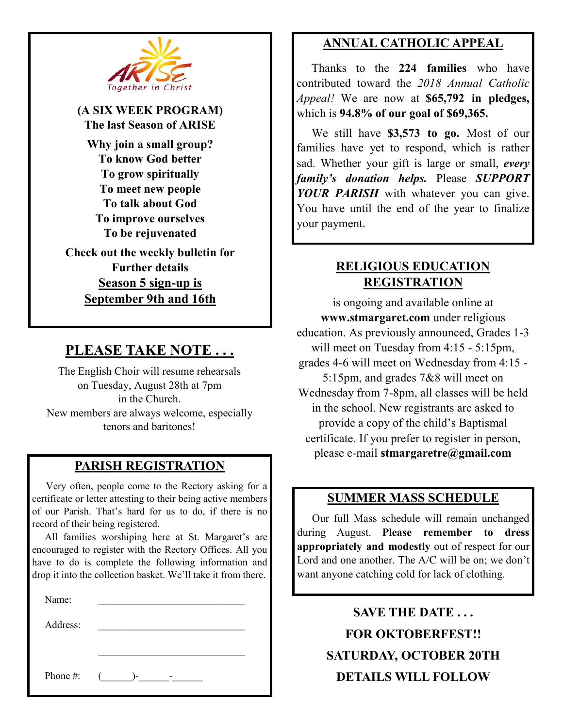ARISE
Together in Christ

**(A SIX WEEK PROGRAM)**
**The last Season of ARISE**

**Why join a small group?**
**To know God better**
**To grow spiritually**
**To meet new people**
**To talk about God**
**To improve ourselves**
**To be rejuvenated**

**Check out the weekly bulletin for Further details**

**Season 5 sign-up is September 9th and 16th**

## PLEASE TAKE NOTE . . .

The English Choir will resume rehearsals on Tuesday, August 28th at 7pm in the Church.
New members are always welcome, especially tenors and baritones!

## PARISH REGISTRATION

Very often, people come to the Rectory asking for a certificate or letter attesting to their being active members of our Parish. That's hard for us to do, if there is no record of their being registered.

All families worshiping here at St. Margaret's are encouraged to register with the Rectory Offices. All you have to do is complete the following information and drop it into the collection basket. We'll take it from there.

Name: ______________________________

Address: ______________________________

______________________________

Phone #: (______)-______-______

## ANNUAL CATHOLIC APPEAL

Thanks to the **224 families** who have contributed toward the *2018 Annual Catholic Appeal!* We are now at **$65,792 in pledges,** which is **94.8% of our goal of $69,365.**

We still have **$3,573 to go.** Most of our families have yet to respond, which is rather sad. Whether your gift is large or small, ***every family's donation helps.*** Please ***SUPPORT YOUR PARISH*** with whatever you can give. You have until the end of the year to finalize your payment.

## RELIGIOUS EDUCATION REGISTRATION

is ongoing and available online at **www.stmargaret.com** under religious education. As previously announced, Grades 1-3 will meet on Tuesday from 4:15 - 5:15pm, grades 4-6 will meet on Wednesday from 4:15 - 5:15pm, and grades 7&8 will meet on Wednesday from 7-8pm, all classes will be held in the school. New registrants are asked to provide a copy of the child's Baptismal certificate. If you prefer to register in person, please e-mail **stmargaretre@gmail.com**

## SUMMER MASS SCHEDULE

Our full Mass schedule will remain unchanged during August. **Please remember to dress appropriately and modestly** out of respect for our Lord and one another. The A/C will be on; we don't want anyone catching cold for lack of clothing.

**SAVE THE DATE . . .**
**FOR OKTOBERFEST!!**
**SATURDAY, OCTOBER 20TH**
**DETAILS WILL FOLLOW**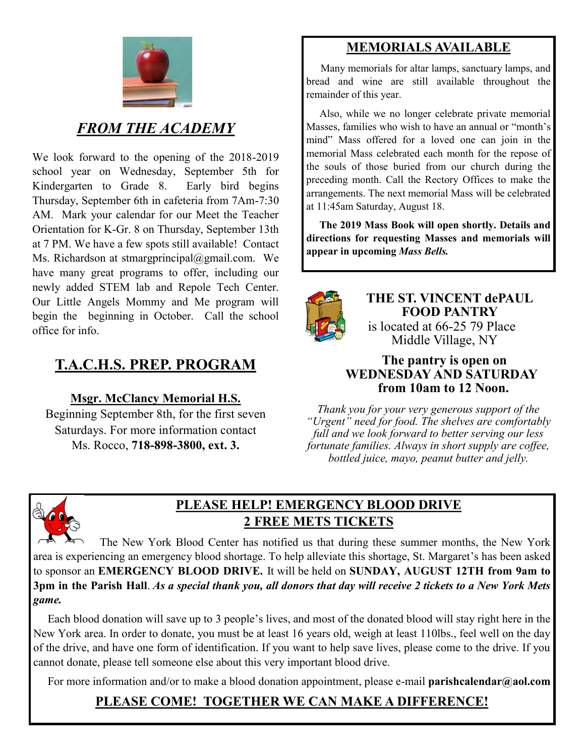## *FROM THE ACADEMY*

We look forward to the opening of the 2018-2019 school year on Wednesday, September 5th for Kindergarten to Grade 8. Early bird begins Thursday, September 6th in cafeteria from 7Am-7:30 AM. Mark your calendar for our Meet the Teacher Orientation for K-Gr. 8 on Thursday, September 13th at 7 PM. We have a few spots still available! Contact Ms. Richardson at stmargprincipal@gmail.com. We have many great programs to offer, including our newly added STEM lab and Repole Tech Center. Our Little Angels Mommy and Me program will begin the beginning in October. Call the school office for info.

## T.A.C.H.S. PREP. PROGRAM

**Msgr. McClancy Memorial H.S.**

Beginning September 8th, for the first seven Saturdays. For more information contact Ms. Rocco, **718-898-3800, ext. 3.**

## MEMORIALS AVAILABLE

Many memorials for altar lamps, sanctuary lamps, and bread and wine are still available throughout the remainder of this year.

Also, while we no longer celebrate private memorial Masses, families who wish to have an annual or "month's mind" Mass offered for a loved one can join in the memorial Mass celebrated each month for the repose of the souls of those buried from our church during the preceding month. Call the Rectory Offices to make the arrangements. The next memorial Mass will be celebrated at 11:45am Saturday, August 18.

**The 2019 Mass Book will open shortly. Details and directions for requesting Masses and memorials will appear in upcoming *Mass Bells.***

## THE ST. VINCENT dePAUL FOOD PANTRY

is located at 66-25 79 Place Middle Village, NY

**The pantry is open on WEDNESDAY AND SATURDAY from 10am to 12 Noon.**

*Thank you for your very generous support of the "Urgent" need for food. The shelves are comfortably full and we look forward to better serving our less fortunate families. Always in short supply are coffee, bottled juice, mayo, peanut butter and jelly.*

## PLEASE HELP! EMERGENCY BLOOD DRIVE 2 FREE METS TICKETS

The New York Blood Center has notified us that during these summer months, the New York area is experiencing an emergency blood shortage. To help alleviate this shortage, St. Margaret's has been asked to sponsor an **EMERGENCY BLOOD DRIVE.** It will be held on **SUNDAY, AUGUST 12TH from 9am to 3pm in the Parish Hall**. ***As a special thank you, all donors that day will receive 2 tickets to a New York Mets game.***

Each blood donation will save up to 3 people's lives, and most of the donated blood will stay right here in the New York area. In order to donate, you must be at least 16 years old, weigh at least 110lbs., feel well on the day of the drive, and have one form of identification. If you want to help save lives, please come to the drive. If you cannot donate, please tell someone else about this very important blood drive.

For more information and/or to make a blood donation appointment, please e-mail **parishcalendar@aol.com**

**PLEASE COME! TOGETHER WE CAN MAKE A DIFFERENCE!**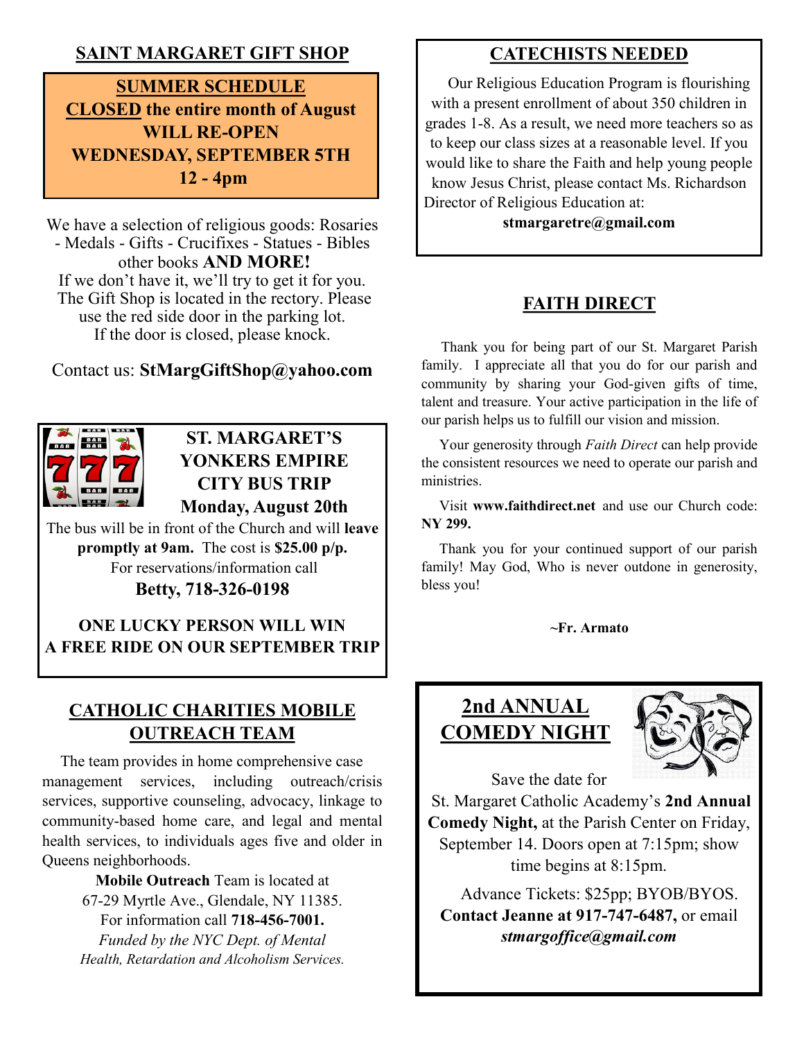## SAINT MARGARET GIFT SHOP

**SUMMER SCHEDULE**
**CLOSED the entire month of August**
**WILL RE-OPEN**
**WEDNESDAY, SEPTEMBER 5TH**
**12 - 4pm**

We have a selection of religious goods: Rosaries - Medals - Gifts - Crucifixes - Statues - Bibles other books **AND MORE!**
If we don't have it, we'll try to get it for you.
The Gift Shop is located in the rectory. Please use the red side door in the parking lot.
If the door is closed, please knock.

Contact us: **StMargGiftShop@yahoo.com**

## ST. MARGARET'S YONKERS EMPIRE CITY BUS TRIP
## Monday, August 20th

The bus will be in front of the Church and will **leave promptly at 9am.** The cost is **$25.00 p/p.**
For reservations/information call
**Betty, 718-326-0198**

**ONE LUCKY PERSON WILL WIN A FREE RIDE ON OUR SEPTEMBER TRIP**

## CATHOLIC CHARITIES MOBILE OUTREACH TEAM

The team provides in home comprehensive case management services, including outreach/crisis services, supportive counseling, advocacy, linkage to community-based home care, and legal and mental health services, to individuals ages five and older in Queens neighborhoods.

**Mobile Outreach** Team is located at
67-29 Myrtle Ave., Glendale, NY 11385.
For information call **718-456-7001.**
*Funded by the NYC Dept. of Mental Health, Retardation and Alcoholism Services.*

## CATECHISTS NEEDED

Our Religious Education Program is flourishing with a present enrollment of about 350 children in grades 1-8. As a result, we need more teachers so as to keep our class sizes at a reasonable level. If you would like to share the Faith and help young people know Jesus Christ, please contact Ms. Richardson Director of Religious Education at:
**stmargaretre@gmail.com**

## FAITH DIRECT

Thank you for being part of our St. Margaret Parish family. I appreciate all that you do for our parish and community by sharing your God-given gifts of time, talent and treasure. Your active participation in the life of our parish helps us to fulfill our vision and mission.

Your generosity through *Faith Direct* can help provide the consistent resources we need to operate our parish and ministries.

Visit **www.faithdirect.net** and use our Church code: **NY 299.**

Thank you for your continued support of our parish family! May God, Who is never outdone in generosity, bless you!

**~Fr. Armato**

## 2nd ANNUAL COMEDY NIGHT

Save the date for
St. Margaret Catholic Academy's **2nd Annual Comedy Night,** at the Parish Center on Friday, September 14. Doors open at 7:15pm; show time begins at 8:15pm.

Advance Tickets: $25pp; BYOB/BYOS.
**Contact Jeanne at 917-747-6487,** or email ***stmargoffice@gmail.com***